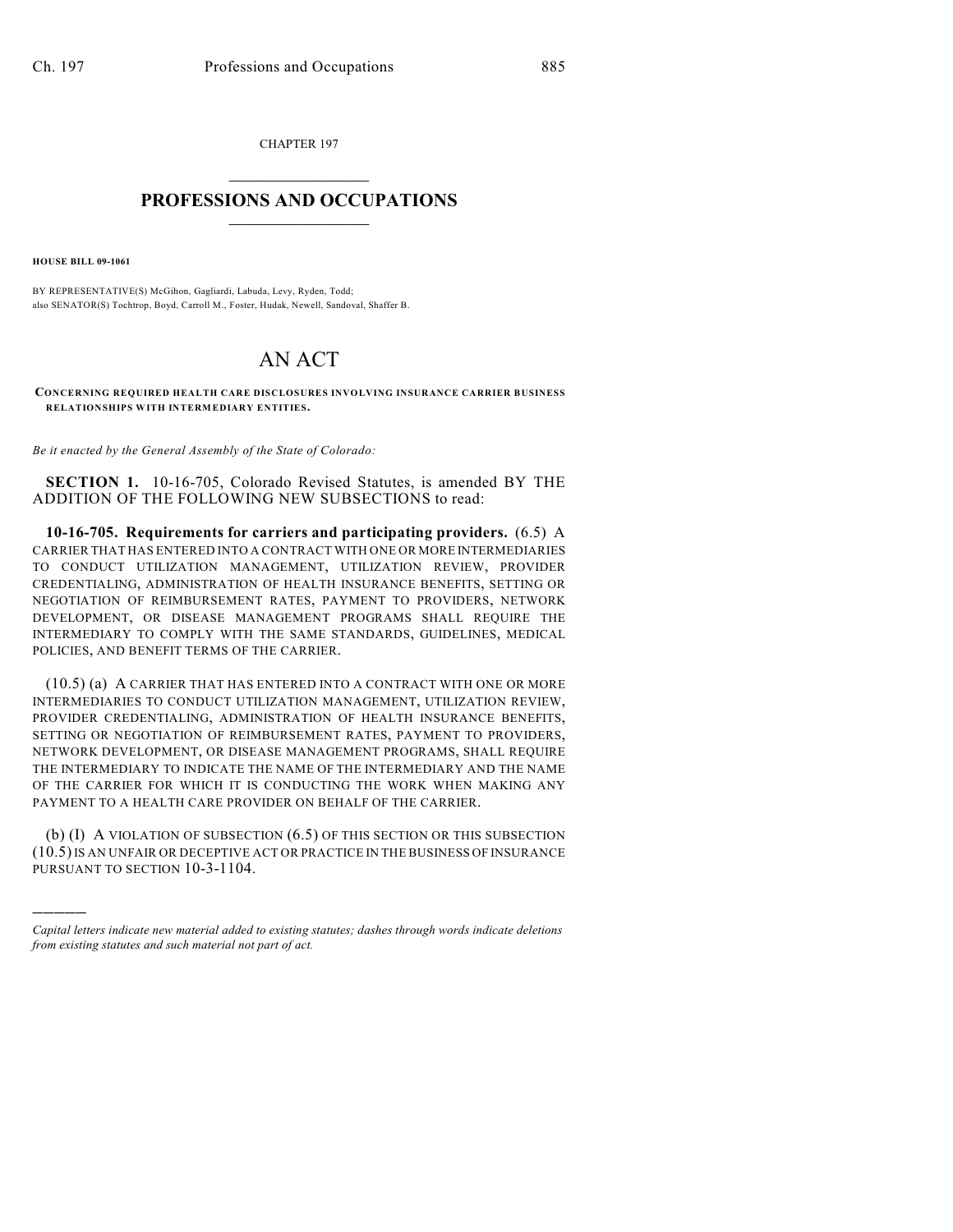CHAPTER 197

# PROFESSIONS AND OCCUPATIONS

**HOUSE BILL 09-1061**

BY REPRESENTATIVE(S) McGihon, Gagliardi, Labuda, Levy, Ryden, Todd;
also SENATOR(S) Tochtrop, Boyd, Carroll M., Foster, Hudak, Newell, Sandoval, Shaffer B.

# AN ACT

**CONCERNING REQUIRED HEALTH CARE DISCLOSURES INVOLVING INSURANCE CARRIER BUSINESS RELATIONSHIPS WITH INTERMEDIARY ENTITIES.**

*Be it enacted by the General Assembly of the State of Colorado:*

**SECTION 1.** 10-16-705, Colorado Revised Statutes, is amended BY THE ADDITION OF THE FOLLOWING NEW SUBSECTIONS to read:

**10-16-705. Requirements for carriers and participating providers.** (6.5) A CARRIER THAT HAS ENTERED INTO A CONTRACT WITH ONE OR MORE INTERMEDIARIES TO CONDUCT UTILIZATION MANAGEMENT, UTILIZATION REVIEW, PROVIDER CREDENTIALING, ADMINISTRATION OF HEALTH INSURANCE BENEFITS, SETTING OR NEGOTIATION OF REIMBURSEMENT RATES, PAYMENT TO PROVIDERS, NETWORK DEVELOPMENT, OR DISEASE MANAGEMENT PROGRAMS SHALL REQUIRE THE INTERMEDIARY TO COMPLY WITH THE SAME STANDARDS, GUIDELINES, MEDICAL POLICIES, AND BENEFIT TERMS OF THE CARRIER.

(10.5) (a) A CARRIER THAT HAS ENTERED INTO A CONTRACT WITH ONE OR MORE INTERMEDIARIES TO CONDUCT UTILIZATION MANAGEMENT, UTILIZATION REVIEW, PROVIDER CREDENTIALING, ADMINISTRATION OF HEALTH INSURANCE BENEFITS, SETTING OR NEGOTIATION OF REIMBURSEMENT RATES, PAYMENT TO PROVIDERS, NETWORK DEVELOPMENT, OR DISEASE MANAGEMENT PROGRAMS, SHALL REQUIRE THE INTERMEDIARY TO INDICATE THE NAME OF THE INTERMEDIARY AND THE NAME OF THE CARRIER FOR WHICH IT IS CONDUCTING THE WORK WHEN MAKING ANY PAYMENT TO A HEALTH CARE PROVIDER ON BEHALF OF THE CARRIER.

(b) (I) A VIOLATION OF SUBSECTION (6.5) OF THIS SECTION OR THIS SUBSECTION (10.5) IS AN UNFAIR OR DECEPTIVE ACT OR PRACTICE IN THE BUSINESS OF INSURANCE PURSUANT TO SECTION 10-3-1104.

---

*Capital letters indicate new material added to existing statutes; dashes through words indicate deletions from existing statutes and such material not part of act.*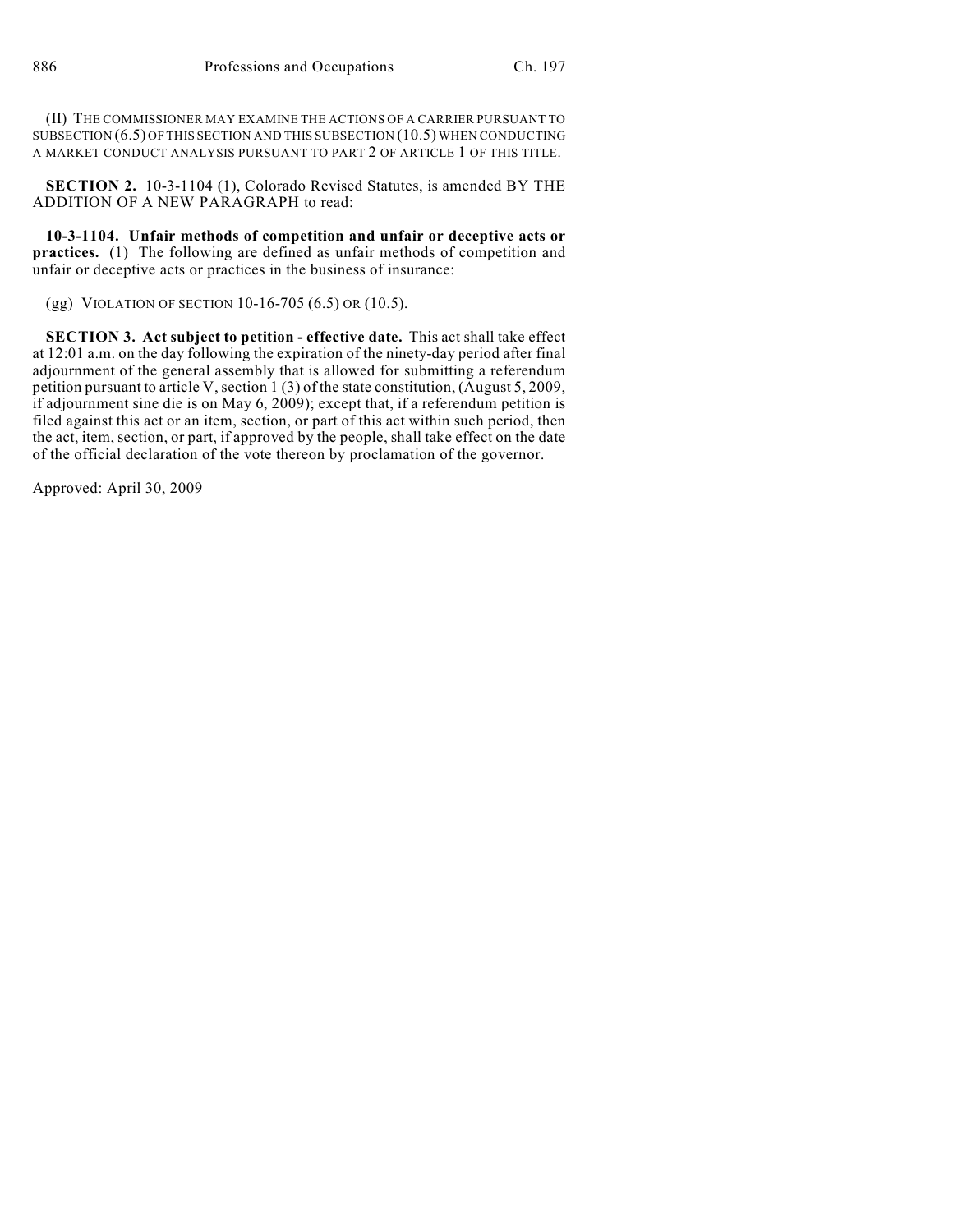(II) THE COMMISSIONER MAY EXAMINE THE ACTIONS OF A CARRIER PURSUANT TO SUBSECTION (6.5) OF THIS SECTION AND THIS SUBSECTION (10.5) WHEN CONDUCTING A MARKET CONDUCT ANALYSIS PURSUANT TO PART 2 OF ARTICLE 1 OF THIS TITLE.

**SECTION 2.** 10-3-1104 (1), Colorado Revised Statutes, is amended BY THE ADDITION OF A NEW PARAGRAPH to read:

**10-3-1104. Unfair methods of competition and unfair or deceptive acts or practices.** (1) The following are defined as unfair methods of competition and unfair or deceptive acts or practices in the business of insurance:

(gg) VIOLATION OF SECTION 10-16-705 (6.5) OR (10.5).

**SECTION 3. Act subject to petition - effective date.** This act shall take effect at 12:01 a.m. on the day following the expiration of the ninety-day period after final adjournment of the general assembly that is allowed for submitting a referendum petition pursuant to article V, section 1 (3) of the state constitution, (August 5, 2009, if adjournment sine die is on May 6, 2009); except that, if a referendum petition is filed against this act or an item, section, or part of this act within such period, then the act, item, section, or part, if approved by the people, shall take effect on the date of the official declaration of the vote thereon by proclamation of the governor.

Approved: April 30, 2009